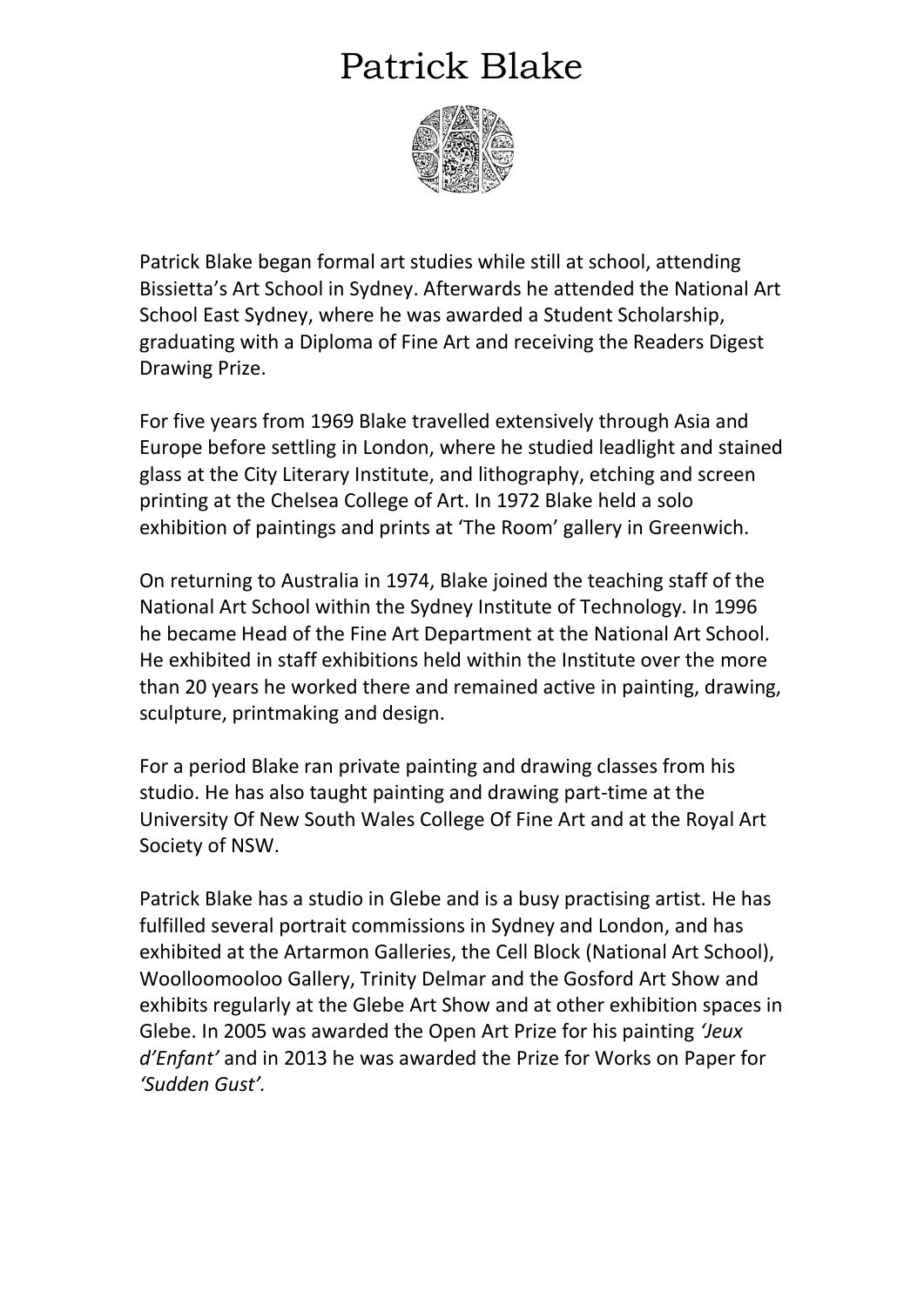# Patrick Blake

Patrick Blake began formal art studies while still at school, attending Bissietta's Art School in Sydney. Afterwards he attended the National Art School East Sydney, where he was awarded a Student Scholarship, graduating with a Diploma of Fine Art and receiving the Readers Digest Drawing Prize.

For five years from 1969 Blake travelled extensively through Asia and Europe before settling in London, where he studied leadlight and stained glass at the City Literary Institute, and lithography, etching and screen printing at the Chelsea College of Art. In 1972 Blake held a solo exhibition of paintings and prints at 'The Room' gallery in Greenwich.

On returning to Australia in 1974, Blake joined the teaching staff of the National Art School within the Sydney Institute of Technology. In 1996 he became Head of the Fine Art Department at the National Art School. He exhibited in staff exhibitions held within the Institute over the more than 20 years he worked there and remained active in painting, drawing, sculpture, printmaking and design.

For a period Blake ran private painting and drawing classes from his studio. He has also taught painting and drawing part-time at the University Of New South Wales College Of Fine Art and at the Royal Art Society of NSW.

Patrick Blake has a studio in Glebe and is a busy practising artist. He has fulfilled several portrait commissions in Sydney and London, and has exhibited at the Artarmon Galleries, the Cell Block (National Art School), Woolloomooloo Gallery, Trinity Delmar and the Gosford Art Show and exhibits regularly at the Glebe Art Show and at other exhibition spaces in Glebe. In 2005 was awarded the Open Art Prize for his painting *'Jeux d'Enfant'* and in 2013 he was awarded the Prize for Works on Paper for *'Sudden Gust'.*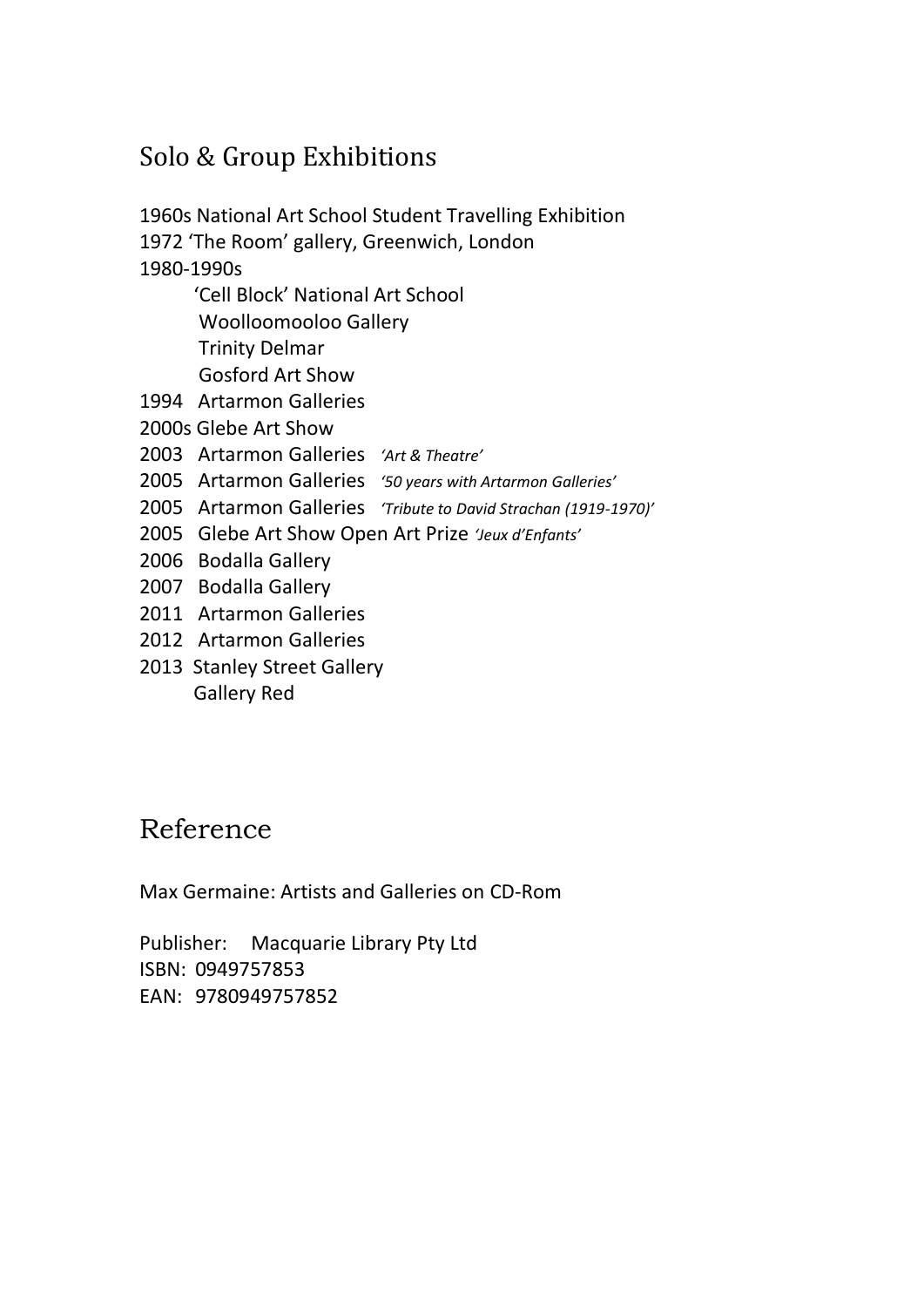## Solo & Group Exhibitions

1960s National Art School Student Travelling Exhibition
1972 'The Room' gallery, Greenwich, London
1980-1990s
- 'Cell Block' National Art School
- Woolloomooloo Gallery
- Trinity Delmar
- Gosford Art Show

1994 Artarmon Galleries
2000s Glebe Art Show
2003 Artarmon Galleries *'Art & Theatre'*
2005 Artarmon Galleries *'50 years with Artarmon Galleries'*
2005 Artarmon Galleries *'Tribute to David Strachan (1919-1970)'*
2005 Glebe Art Show Open Art Prize *'Jeux d'Enfants'*
2006 Bodalla Gallery
2007 Bodalla Gallery
2011 Artarmon Galleries
2012 Artarmon Galleries
2013 Stanley Street Gallery
- Gallery Red

## Reference

Max Germaine: Artists and Galleries on CD-Rom

Publisher: Macquarie Library Pty Ltd
ISBN: 0949757853
EAN: 9780949757852